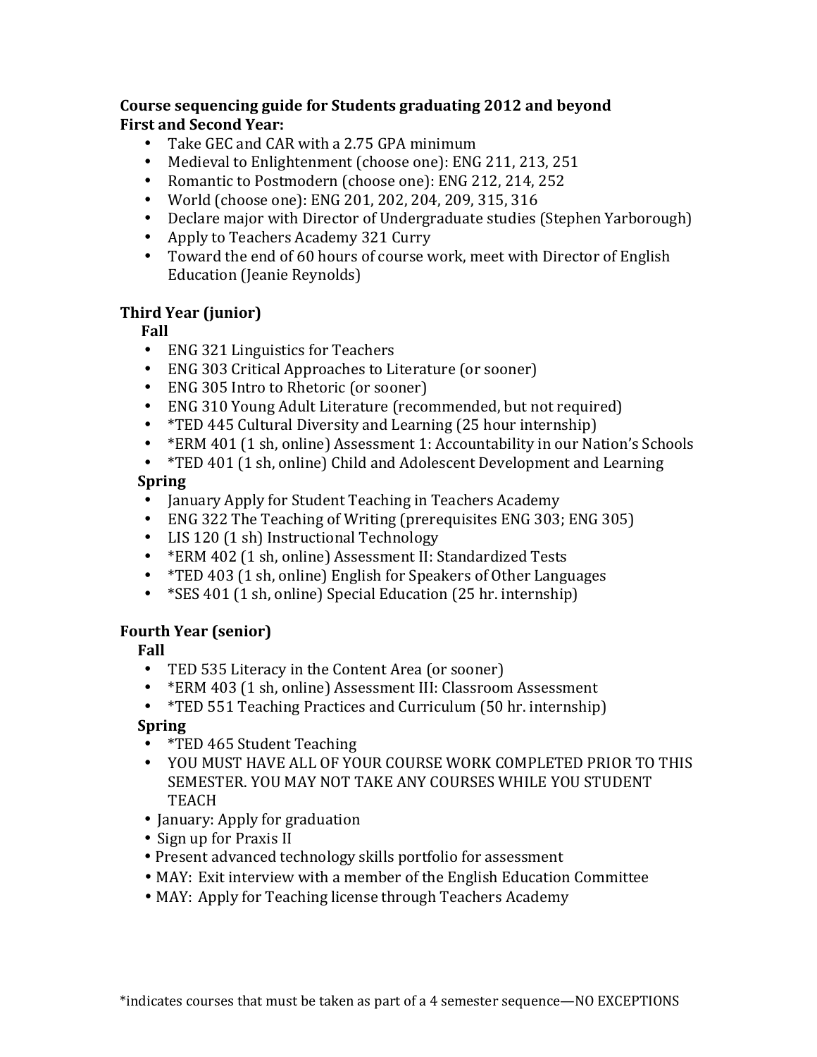**Course sequencing guide for Students graduating 2012 and beyond**

**First and Second Year:**

- Take GEC and CAR with a 2.75 GPA minimum
- Medieval to Enlightenment (choose one): ENG 211, 213, 251
- Romantic to Postmodern (choose one): ENG 212, 214, 252
- World (choose one): ENG 201, 202, 204, 209, 315, 316
- Declare major with Director of Undergraduate studies (Stephen Yarborough)
- Apply to Teachers Academy 321 Curry
- Toward the end of 60 hours of course work, meet with Director of English Education (Jeanie Reynolds)

**Third Year (junior)**

**Fall**

- ENG 321 Linguistics for Teachers
- ENG 303 Critical Approaches to Literature (or sooner)
- ENG 305 Intro to Rhetoric (or sooner)
- ENG 310 Young Adult Literature (recommended, but not required)
- *TED 445 Cultural Diversity and Learning (25 hour internship)
- *ERM 401 (1 sh, online) Assessment 1: Accountability in our Nation's Schools
- *TED 401 (1 sh, online) Child and Adolescent Development and Learning

**Spring**

- January Apply for Student Teaching in Teachers Academy
- ENG 322 The Teaching of Writing (prerequisites ENG 303; ENG 305)
- LIS 120 (1 sh) Instructional Technology
- *ERM 402 (1 sh, online) Assessment II: Standardized Tests
- *TED 403 (1 sh, online) English for Speakers of Other Languages
- *SES 401 (1 sh, online) Special Education (25 hr. internship)

**Fourth Year (senior)**

**Fall**

- TED 535 Literacy in the Content Area (or sooner)
- *ERM 403 (1 sh, online) Assessment III: Classroom Assessment
- *TED 551 Teaching Practices and Curriculum (50 hr. internship)

**Spring**

- *TED 465 Student Teaching
- YOU MUST HAVE ALL OF YOUR COURSE WORK COMPLETED PRIOR TO THIS SEMESTER. YOU MAY NOT TAKE ANY COURSES WHILE YOU STUDENT TEACH
- January: Apply for graduation
- Sign up for Praxis II
- Present advanced technology skills portfolio for assessment
- MAY: Exit interview with a member of the English Education Committee
- MAY: Apply for Teaching license through Teachers Academy

*indicates courses that must be taken as part of a 4 semester sequence—NO EXCEPTIONS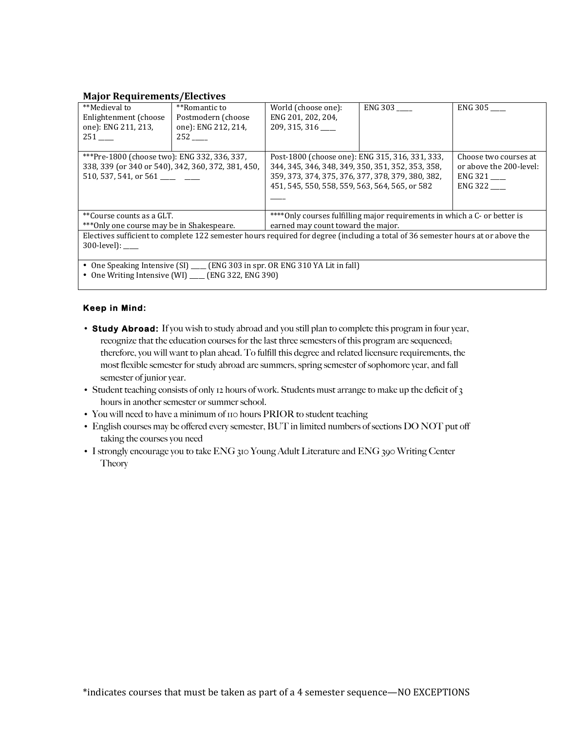### Major Requirements/Electives

| | | | | |
|---|---|---|---|---|
| **Medieval to Enlightenment (choose one): ENG 211, 213, 251 ____ | **Romantic to Postmodern (choose one): ENG 212, 214, 252 ____ | World (choose one): ENG 201, 202, 204, 209, 315, 316 ____ | ENG 303 ____ | ENG 305 ____ |
| ***Pre-1800 (choose two): ENG 332, 336, 337, 338, 339 (or 340 or 540), 342, 360, 372, 381, 450, 510, 537, 541, or 561 ____ ____ | | Post-1800 (choose one): ENG 315, 316, 331, 333, 344, 345, 346, 348, 349, 350, 351, 352, 353, 358, 359, 373, 374, 375, 376, 377, 378, 379, 380, 382, 451, 545, 550, 558, 559, 563, 564, 565, or 582 ____ | | Choose two courses at or above the 200-level: ENG 321 ____ ENG 322 ____ |
| **Course counts as a GLT. ***Only one course may be in Shakespeare. | | ****Only courses fulfilling major requirements in which a C- or better is earned may count toward the major. | | |
| Electives sufficient to complete 122 semester hours required for degree (including a total of 36 semester hours at or above the 300-level): ____ | | | | |
| • One Speaking Intensive (SI) ____ (ENG 303 in spr. OR ENG 310 YA Lit in fall) • One Writing Intensive (WI) ____ (ENG 322, ENG 390) | | | | |

**Keep in Mind:**

- **Study Abroad:** If you wish to study abroad and you still plan to complete this program in four year, recognize that the education courses for the last three semesters of this program are sequenced; therefore, you will want to plan ahead. To fulfill this degree and related licensure requirements, the most flexible semester for study abroad are summers, spring semester of sophomore year, and fall semester of junior year.
- Student teaching consists of only 12 hours of work. Students must arrange to make up the deficit of 3 hours in another semester or summer school.
- You will need to have a minimum of 110 hours PRIOR to student teaching
- English courses may be offered every semester, BUT in limited numbers of sections DO NOT put off taking the courses you need
- I strongly encourage you to take ENG 310 Young Adult Literature and ENG 390 Writing Center Theory

*indicates courses that must be taken as part of a 4 semester sequence—NO EXCEPTIONS